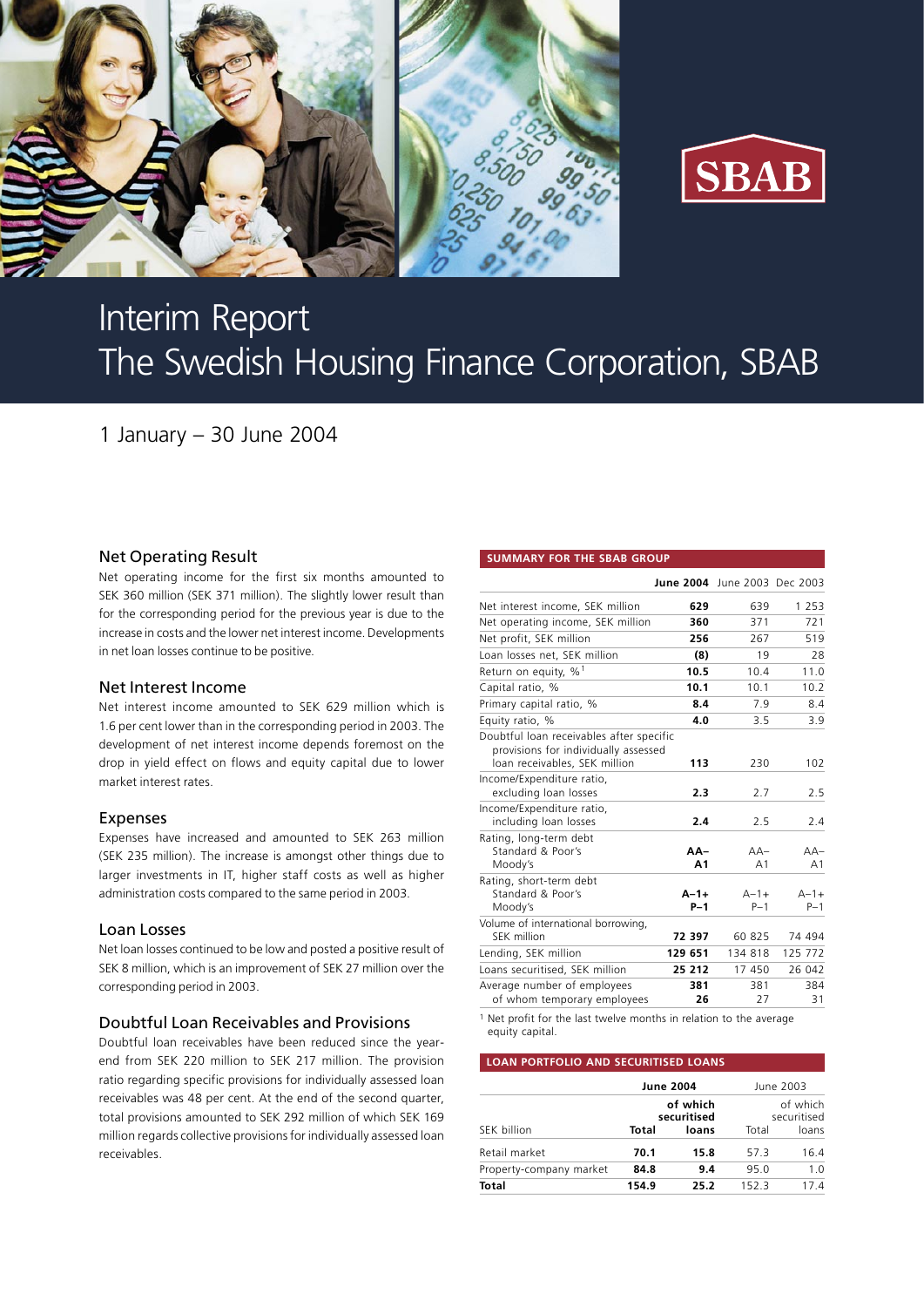SBAB

# Interim Report
# The Swedish Housing Finance Corporation, SBAB

1 January – 30 June 2004

## Net Operating Result

Net operating income for the first six months amounted to SEK 360 million (SEK 371 million). The slightly lower result than for the corresponding period for the previous year is due to the increase in costs and the lower net interest income. Developments in net loan losses continue to be positive.

## Net Interest Income

Net interest income amounted to SEK 629 million which is 1.6 per cent lower than in the corresponding period in 2003. The development of net interest income depends foremost on the drop in yield effect on flows and equity capital due to lower market interest rates.

## Expenses

Expenses have increased and amounted to SEK 263 million (SEK 235 million). The increase is amongst other things due to larger investments in IT, higher staff costs as well as higher administration costs compared to the same period in 2003.

## Loan Losses

Net loan losses continued to be low and posted a positive result of SEK 8 million, which is an improvement of SEK 27 million over the corresponding period in 2003.

## Doubtful Loan Receivables and Provisions

Doubtful loan receivables have been reduced since the year-end from SEK 220 million to SEK 217 million. The provision ratio regarding specific provisions for individually assessed loan receivables was 48 per cent. At the end of the second quarter, total provisions amounted to SEK 292 million of which SEK 169 million regards collective provisions for individually assessed loan receivables.

**SUMMARY FOR THE SBAB GROUP**

| | **June 2004** | June 2003 | Dec 2003 |
|---|---|---|---|
| Net interest income, SEK million | **629** | 639 | 1 253 |
| Net operating income, SEK million | **360** | 371 | 721 |
| Net profit, SEK million | **256** | 267 | 519 |
| Loan losses net, SEK million | **(8)** | 19 | 28 |
| Return on equity, %[1] | **10.5** | 10.4 | 11.0 |
| Capital ratio, % | **10.1** | 10.1 | 10.2 |
| Primary capital ratio, % | **8.4** | 7.9 | 8.4 |
| Equity ratio, % | **4.0** | 3.5 | 3.9 |
| Doubtful loan receivables after specific provisions for individually assessed loan receivables, SEK million | **113** | 230 | 102 |
| Income/Expenditure ratio, excluding loan losses | **2.3** | 2.7 | 2.5 |
| Income/Expenditure ratio, including loan losses | **2.4** | 2.5 | 2.4 |
| Rating, long-term debt Standard & Poor's | **AA–** | AA– | AA– |
| Moody's | **A1** | A1 | A1 |
| Rating, short-term debt Standard & Poor's | **A–1+** | A–1+ | A–1+ |
| Moody's | **P–1** | P–1 | P–1 |
| Volume of international borrowing, SEK million | **72 397** | 60 825 | 74 494 |
| Lending, SEK million | **129 651** | 134 818 | 125 772 |
| Loans securitised, SEK million | **25 212** | 17 450 | 26 042 |
| Average number of employees | **381** | 381 | 384 |
| of whom temporary employees | **26** | 27 | 31 |

[1] Net profit for the last twelve months in relation to the average equity capital.

**LOAN PORTFOLIO AND SECURITISED LOANS**

| | **June 2004** | | June 2003 | |
|---|---|---|---|---|
| SEK billion | **Total** | **of which securitised loans** | Total | of which securitised loans |
| Retail market | **70.1** | **15.8** | 57.3 | 16.4 |
| Property-company market | **84.8** | **9.4** | 95.0 | 1.0 |
| **Total** | **154.9** | **25.2** | 152.3 | 17.4 |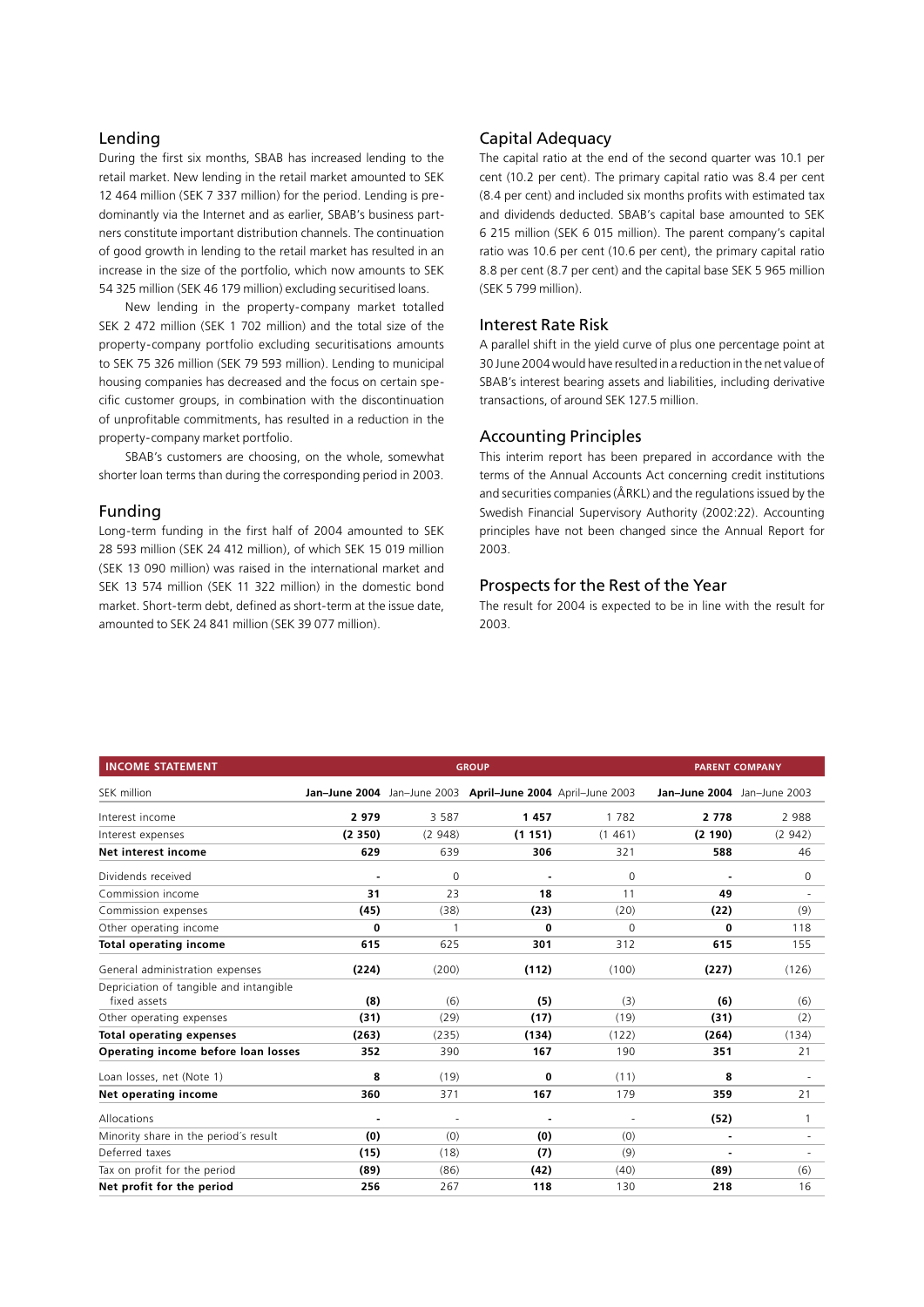## Lending

During the first six months, SBAB has increased lending to the retail market. New lending in the retail market amounted to SEK 12 464 million (SEK 7 337 million) for the period. Lending is predominantly via the Internet and as earlier, SBAB's business partners constitute important distribution channels. The continuation of good growth in lending to the retail market has resulted in an increase in the size of the portfolio, which now amounts to SEK 54 325 million (SEK 46 179 million) excluding securitised loans.

New lending in the property-company market totalled SEK 2 472 million (SEK 1 702 million) and the total size of the property-company portfolio excluding securitisations amounts to SEK 75 326 million (SEK 79 593 million). Lending to municipal housing companies has decreased and the focus on certain specific customer groups, in combination with the discontinuation of unprofitable commitments, has resulted in a reduction in the property-company market portfolio.

SBAB's customers are choosing, on the whole, somewhat shorter loan terms than during the corresponding period in 2003.

## Funding

Long-term funding in the first half of 2004 amounted to SEK 28 593 million (SEK 24 412 million), of which SEK 15 019 million (SEK 13 090 million) was raised in the international market and SEK 13 574 million (SEK 11 322 million) in the domestic bond market. Short-term debt, defined as short-term at the issue date, amounted to SEK 24 841 million (SEK 39 077 million).

## Capital Adequacy

The capital ratio at the end of the second quarter was 10.1 per cent (10.2 per cent). The primary capital ratio was 8.4 per cent (8.4 per cent) and included six months profits with estimated tax and dividends deducted. SBAB's capital base amounted to SEK 6 215 million (SEK 6 015 million). The parent company's capital ratio was 10.6 per cent (10.6 per cent), the primary capital ratio 8.8 per cent (8.7 per cent) and the capital base SEK 5 965 million (SEK 5 799 million).

## Interest Rate Risk

A parallel shift in the yield curve of plus one percentage point at 30 June 2004 would have resulted in a reduction in the net value of SBAB's interest bearing assets and liabilities, including derivative transactions, of around SEK 127.5 million.

## Accounting Principles

This interim report has been prepared in accordance with the terms of the Annual Accounts Act concerning credit institutions and securities companies (ÅRKL) and the regulations issued by the Swedish Financial Supervisory Authority (2002:22). Accounting principles have not been changed since the Annual Report for 2003.

## Prospects for the Rest of the Year

The result for 2004 is expected to be in line with the result for 2003.

| INCOME STATEMENT | GROUP | | | | PARENT COMPANY | |
|---|---|---|---|---|---|---|
| SEK million | **Jan–June 2004** | Jan–June 2003 | **April–June 2004** | April–June 2003 | **Jan–June 2004** | Jan–June 2003 |
| Interest income | **2 979** | 3 587 | **1 457** | 1 782 | **2 778** | 2 988 |
| Interest expenses | **(2 350)** | (2 948) | **(1 151)** | (1 461) | **(2 190)** | (2 942) |
| **Net interest income** | **629** | 639 | **306** | 321 | **588** | 46 |
| Dividends received | **-** | 0 | **-** | 0 | **-** | 0 |
| Commission income | **31** | 23 | **18** | 11 | **49** | - |
| Commission expenses | **(45)** | (38) | **(23)** | (20) | **(22)** | (9) |
| Other operating income | **0** | 1 | **0** | 0 | **0** | 118 |
| **Total operating income** | **615** | 625 | **301** | 312 | **615** | 155 |
| General administration expenses | **(224)** | (200) | **(112)** | (100) | **(227)** | (126) |
| Depriciation of tangible and intangible fixed assets | **(8)** | (6) | **(5)** | (3) | **(6)** | (6) |
| Other operating expenses | **(31)** | (29) | **(17)** | (19) | **(31)** | (2) |
| **Total operating expenses** | **(263)** | (235) | **(134)** | (122) | **(264)** | (134) |
| **Operating income before loan losses** | **352** | 390 | **167** | 190 | **351** | 21 |
| Loan losses, net (Note 1) | **8** | (19) | **0** | (11) | **8** | - |
| **Net operating income** | **360** | 371 | **167** | 179 | **359** | 21 |
| Allocations | **-** | - | **-** | - | **(52)** | 1 |
| Minority share in the period's result | **(0)** | (0) | **(0)** | (0) | **-** | - |
| Deferred taxes | **(15)** | (18) | **(7)** | (9) | **-** | - |
| Tax on profit for the period | **(89)** | (86) | **(42)** | (40) | **(89)** | (6) |
| **Net profit for the period** | **256** | 267 | **118** | 130 | **218** | 16 |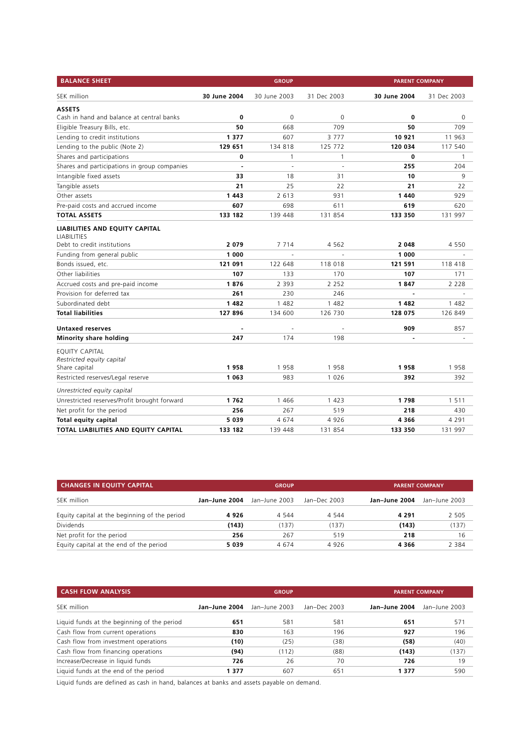| BALANCE SHEET | GROUP | | | PARENT COMPANY | |
|---|---|---|---|---|---|
| SEK million | **30 June 2004** | 30 June 2003 | 31 Dec 2003 | **30 June 2004** | 31 Dec 2003 |
| **ASSETS** | | | | | |
| Cash in hand and balance at central banks | **0** | 0 | 0 | **0** | 0 |
| Eligible Treasury Bills, etc. | **50** | 668 | 709 | **50** | 709 |
| Lending to credit institutions | **1 377** | 607 | 3 777 | **10 921** | 11 963 |
| Lending to the public (Note 2) | **129 651** | 134 818 | 125 772 | **120 034** | 117 540 |
| Shares and participations | **0** | 1 | 1 | **0** | 1 |
| Shares and participations in group companies | **-** | - | - | **255** | 204 |
| Intangible fixed assets | **33** | 18 | 31 | **10** | 9 |
| Tangible assets | **21** | 25 | 22 | **21** | 22 |
| Other assets | **1 443** | 2 613 | 931 | **1 440** | 929 |
| Pre-paid costs and accrued income | **607** | 698 | 611 | **619** | 620 |
| **TOTAL ASSETS** | **133 182** | 139 448 | 131 854 | **133 350** | 131 997 |
| **LIABILITIES AND EQUITY CAPITAL** | | | | | |
| LIABILITIES | | | | | |
| Debt to credit institutions | **2 079** | 7 714 | 4 562 | **2 048** | 4 550 |
| Funding from general public | **1 000** | - | - | **1 000** | - |
| Bonds issued, etc. | **121 091** | 122 648 | 118 018 | **121 591** | 118 418 |
| Other liabilities | **107** | 133 | 170 | **107** | 171 |
| Accrued costs and pre-paid income | **1 876** | 2 393 | 2 252 | **1 847** | 2 228 |
| Provision for deferred tax | **261** | 230 | 246 | **-** | - |
| Subordinated debt | **1 482** | 1 482 | 1 482 | **1 482** | 1 482 |
| **Total liabilities** | **127 896** | 134 600 | 126 730 | **128 075** | 126 849 |
| **Untaxed reserves** | **-** | - | - | **909** | 857 |
| **Minority share holding** | **247** | 174 | 198 | **-** | - |
| EQUITY CAPITAL | | | | | |
| *Restricted equity capital* | | | | | |
| Share capital | **1 958** | 1 958 | 1 958 | **1 958** | 1 958 |
| Restricted reserves/Legal reserve | **1 063** | 983 | 1 026 | **392** | 392 |
| *Unrestricted equity capital* | | | | | |
| Unrestricted reserves/Profit brought forward | **1 762** | 1 466 | 1 423 | **1 798** | 1 511 |
| Net profit for the period | **256** | 267 | 519 | **218** | 430 |
| **Total equity capital** | **5 039** | 4 674 | 4 926 | **4 366** | 4 291 |
| **TOTAL LIABILITIES AND EQUITY CAPITAL** | **133 182** | 139 448 | 131 854 | **133 350** | 131 997 |

| CHANGES IN EQUITY CAPITAL | GROUP | | | PARENT COMPANY | |
|---|---|---|---|---|---|
| SEK million | **Jan–June 2004** | Jan–June 2003 | Jan–Dec 2003 | **Jan–June 2004** | Jan–June 2003 |
| Equity capital at the beginning of the period | **4 926** | 4 544 | 4 544 | **4 291** | 2 505 |
| Dividends | **(143)** | (137) | (137) | **(143)** | (137) |
| Net profit for the period | **256** | 267 | 519 | **218** | 16 |
| Equity capital at the end of the period | **5 039** | 4 674 | 4 926 | **4 366** | 2 384 |

| CASH FLOW ANALYSIS | GROUP | | | PARENT COMPANY | |
|---|---|---|---|---|---|
| SEK million | **Jan–June 2004** | Jan–June 2003 | Jan–Dec 2003 | **Jan–June 2004** | Jan–June 2003 |
| Liquid funds at the beginning of the period | **651** | 581 | 581 | **651** | 571 |
| Cash flow from current operations | **830** | 163 | 196 | **927** | 196 |
| Cash flow from investment operations | **(10)** | (25) | (38) | **(58)** | (40) |
| Cash flow from financing operations | **(94)** | (112) | (88) | **(143)** | (137) |
| Increase/Decrease in liquid funds | **726** | 26 | 70 | **726** | 19 |
| Liquid funds at the end of the period | **1 377** | 607 | 651 | **1 377** | 590 |

Liquid funds are defined as cash in hand, balances at banks and assets payable on demand.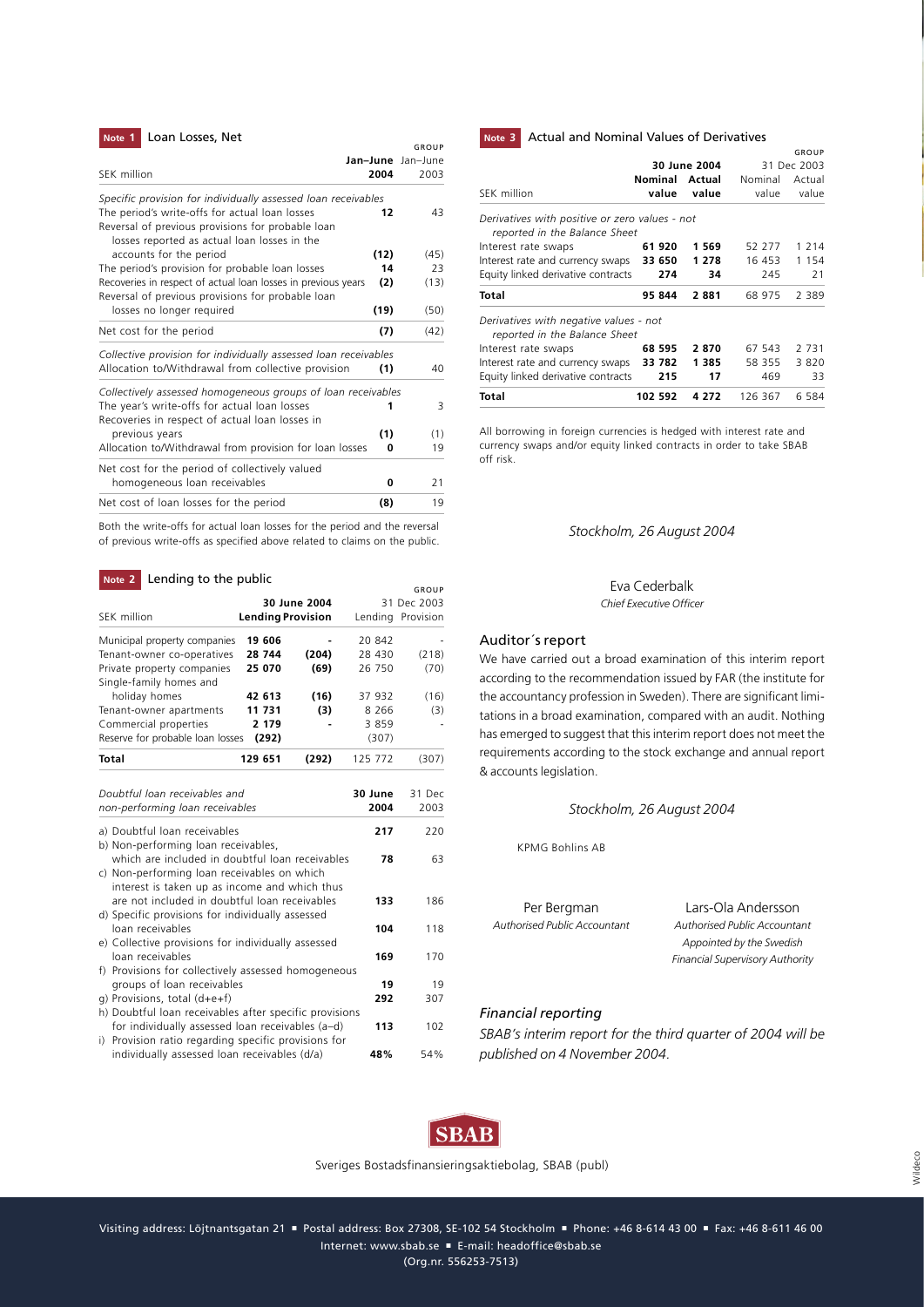## Note 1 Loan Losses, Net

| SEK million | GROUP Jan–June 2004 | Jan–June 2003 |
|---|---|---|
| *Specific provision for individually assessed loan receivables* | | |
| The period's write-offs for actual loan losses | **12** | 43 |
| Reversal of previous provisions for probable loan losses reported as actual loan losses in the accounts for the period | **(12)** | (45) |
| The period's provision for probable loan losses | **14** | 23 |
| Recoveries in respect of actual loan losses in previous years | **(2)** | (13) |
| Reversal of previous provisions for probable loan losses no longer required | **(19)** | (50) |
| Net cost for the period | **(7)** | (42) |
| *Collective provision for individually assessed loan receivables* | | |
| Allocation to/Withdrawal from collective provision | **(1)** | 40 |
| *Collectively assessed homogeneous groups of loan receivables* | | |
| The year's write-offs for actual loan losses | **1** | 3 |
| Recoveries in respect of actual loan losses in previous years | **(1)** | (1) |
| Allocation to/Withdrawal from provision for loan losses | **0** | 19 |
| Net cost for the period of collectively valued homogeneous loan receivables | **0** | 21 |
| Net cost of loan losses for the period | **(8)** | 19 |

Both the write-offs for actual loan losses for the period and the reversal of previous write-offs as specified above related to claims on the public.

## Note 2 Lending to the public

| SEK million | GROUP 30 June 2004 Lending | Provision | 31 Dec 2003 Lending | Provision |
|---|---|---|---|---|
| Municipal property companies | **19 606** | **-** | 20 842 | - |
| Tenant-owner co-operatives | **28 744** | **(204)** | 28 430 | (218) |
| Private property companies | **25 070** | **(69)** | 26 750 | (70) |
| Single-family homes and holiday homes | **42 613** | **(16)** | 37 932 | (16) |
| Tenant-owner apartments | **11 731** | **(3)** | 8 266 | (3) |
| Commercial properties | **2 179** | **-** | 3 859 | - |
| Reserve for probable loan losses | **(292)** | | (307) | |
| **Total** | **129 651** | **(292)** | 125 772 | (307) |

| *Doubtful loan receivables and non-performing loan receivables* | 30 June 2004 | 31 Dec 2003 |
|---|---|---|
| a) Doubtful loan receivables | **217** | 220 |
| b) Non-performing loan receivables, which are included in doubtful loan receivables | **78** | 63 |
| c) Non-performing loan receivables on which interest is taken up as income and which thus are not included in doubtful loan receivables | **133** | 186 |
| d) Specific provisions for individually assessed loan receivables | **104** | 118 |
| e) Collective provisions for individually assessed loan receivables | **169** | 170 |
| f) Provisions for collectively assessed homogeneous groups of loan receivables | **19** | 19 |
| g) Provisions, total (d+e+f) | **292** | 307 |
| h) Doubtful loan receivables after specific provisions for individually assessed loan receivables (a–d) | **113** | 102 |
| i) Provision ratio regarding specific provisions for individually assessed loan receivables (d/a) | **48%** | 54% |

## Note 3 Actual and Nominal Values of Derivatives

| SEK million | GROUP 30 June 2004 Nominal value | Actual value | 31 Dec 2003 Nominal value | Actual value |
|---|---|---|---|---|
| *Derivatives with positive or zero values - not reported in the Balance Sheet* | | | | |
| Interest rate swaps | **61 920** | **1 569** | 52 277 | 1 214 |
| Interest rate and currency swaps | **33 650** | **1 278** | 16 453 | 1 154 |
| Equity linked derivative contracts | **274** | **34** | 245 | 21 |
| **Total** | **95 844** | **2 881** | 68 975 | 2 389 |
| *Derivatives with negative values - not reported in the Balance Sheet* | | | | |
| Interest rate swaps | **68 595** | **2 870** | 67 543 | 2 731 |
| Interest rate and currency swaps | **33 782** | **1 385** | 58 355 | 3 820 |
| Equity linked derivative contracts | **215** | **17** | 469 | 33 |
| **Total** | **102 592** | **4 272** | 126 367 | 6 584 |

All borrowing in foreign currencies is hedged with interest rate and currency swaps and/or equity linked contracts in order to take SBAB off risk.

*Stockholm, 26 August 2004*

Eva Cederbalk
*Chief Executive Officer*

## Auditor´s report

We have carried out a broad examination of this interim report according to the recommendation issued by FAR (the institute for the accountancy profession in Sweden). There are significant limitations in a broad examination, compared with an audit. Nothing has emerged to suggest that this interim report does not meet the requirements according to the stock exchange and annual report & accounts legislation.

*Stockholm, 26 August 2004*

KPMG Bohlins AB

Per Bergman
*Authorised Public Accountant*

Lars-Ola Andersson
*Authorised Public Accountant*
*Appointed by the Swedish Financial Supervisory Authority*

### *Financial reporting*

*SBAB's interim report for the third quarter of 2004 will be published on 4 November 2004.*

SBAB

Sveriges Bostadsfinansieringsaktiebolag, SBAB (publ)

Visiting address: Löjtnantsgatan 21 ■ Postal address: Box 27308, SE-102 54 Stockholm ■ Phone: +46 8-614 43 00 ■ Fax: +46 8-611 46 00
Internet: www.sbab.se ■ E-mail: headoffice@sbab.se
(Org.nr. 556253-7513)